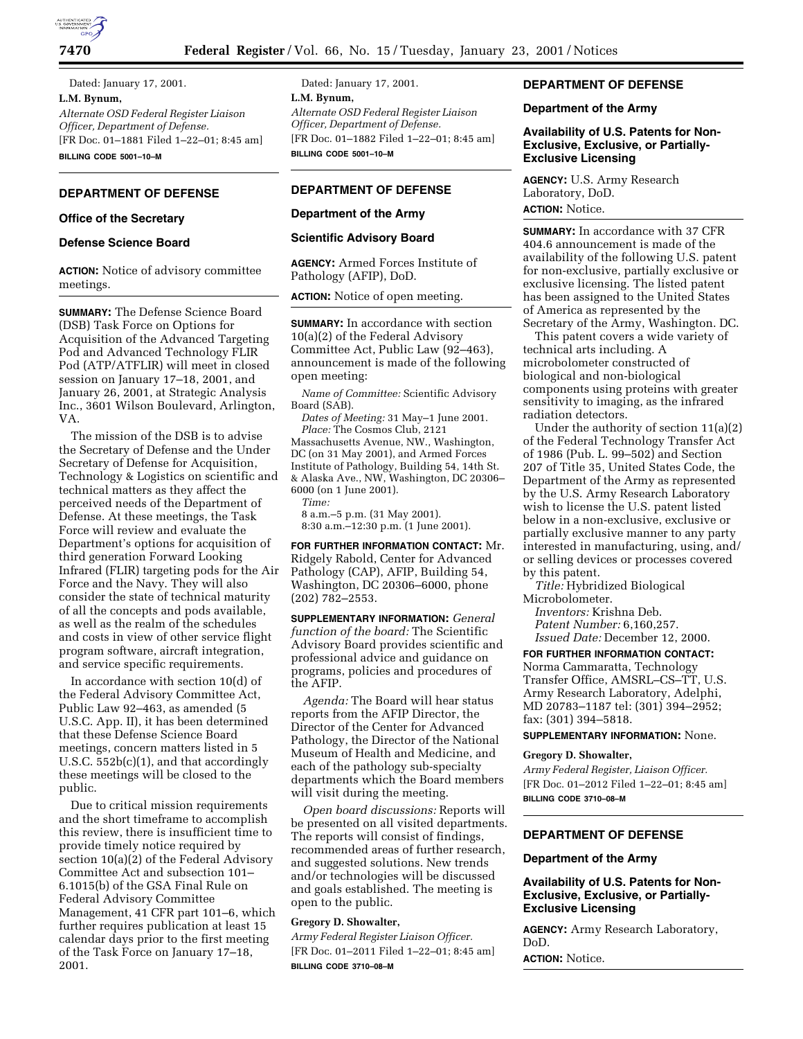Dated: January 17, 2001.

**L.M. Bynum,**

*Alternate OSD Federal Register Liaison Officer, Department of Defense.*

[FR Doc. 01–1881 Filed 1–22–01; 8:45 am]

**BILLING CODE 5001–10–M**

---

## DEPARTMENT OF DEFENSE

### Office of the Secretary

### Defense Science Board

**ACTION:** Notice of advisory committee meetings.

**SUMMARY:** The Defense Science Board (DSB) Task Force on Options for Acquisition of the Advanced Targeting Pod and Advanced Technology FLIR Pod (ATP/ATFLIR) will meet in closed session on January 17–18, 2001, and January 26, 2001, at Strategic Analysis Inc., 3601 Wilson Boulevard, Arlington, VA.

The mission of the DSB is to advise the Secretary of Defense and the Under Secretary of Defense for Acquisition, Technology & Logistics on scientific and technical matters as they affect the perceived needs of the Department of Defense. At these meetings, the Task Force will review and evaluate the Department's options for acquisition of third generation Forward Looking Infrared (FLIR) targeting pods for the Air Force and the Navy. They will also consider the state of technical maturity of all the concepts and pods available, as well as the realm of the schedules and costs in view of other service flight program software, aircraft integration, and service specific requirements.

In accordance with section 10(d) of the Federal Advisory Committee Act, Public Law 92–463, as amended (5 U.S.C. App. II), it has been determined that these Defense Science Board meetings, concern matters listed in 5 U.S.C. 552b(c)(1), and that accordingly these meetings will be closed to the public.

Due to critical mission requirements and the short timeframe to accomplish this review, there is insufficient time to provide timely notice required by section 10(a)(2) of the Federal Advisory Committee Act and subsection 101–6.1015(b) of the GSA Final Rule on Federal Advisory Committee Management, 41 CFR part 101–6, which further requires publication at least 15 calendar days prior to the first meeting of the Task Force on January 17–18, 2001.

Dated: January 17, 2001.

**L.M. Bynum,**

*Alternate OSD Federal Register Liaison Officer, Department of Defense.*

[FR Doc. 01–1882 Filed 1–22–01; 8:45 am]

**BILLING CODE 5001–10–M**

---

## DEPARTMENT OF DEFENSE

### Department of the Army

### Scientific Advisory Board

**AGENCY:** Armed Forces Institute of Pathology (AFIP), DoD.

**ACTION:** Notice of open meeting.

**SUMMARY:** In accordance with section 10(a)(2) of the Federal Advisory Committee Act, Public Law (92–463), announcement is made of the following open meeting:

*Name of Committee:* Scientific Advisory Board (SAB).

*Dates of Meeting:* 31 May–1 June 2001.

*Place:* The Cosmos Club, 2121 Massachusetts Avenue, NW., Washington, DC (on 31 May 2001), and Armed Forces Institute of Pathology, Building 54, 14th St. & Alaska Ave., NW, Washington, DC 20306–6000 (on 1 June 2001).

*Time:*

8 a.m.–5 p.m. (31 May 2001).

8:30 a.m.–12:30 p.m. (1 June 2001).

**FOR FURTHER INFORMATION CONTACT:** Mr. Ridgely Rabold, Center for Advanced Pathology (CAP), AFIP, Building 54, Washington, DC 20306–6000, phone (202) 782–2553.

**SUPPLEMENTARY INFORMATION:** *General function of the board:* The Scientific Advisory Board provides scientific and professional advice and guidance on programs, policies and procedures of the AFIP.

*Agenda:* The Board will hear status reports from the AFIP Director, the Director of the Center for Advanced Pathology, the Director of the National Museum of Health and Medicine, and each of the pathology sub-specialty departments which the Board members will visit during the meeting.

*Open board discussions:* Reports will be presented on all visited departments. The reports will consist of findings, recommended areas of further research, and suggested solutions. New trends and/or technologies will be discussed and goals established. The meeting is open to the public.

**Gregory D. Showalter,**

*Army Federal Register Liaison Officer.*

[FR Doc. 01–2011 Filed 1–22–01; 8:45 am]

**BILLING CODE 3710–08–M**

---

## DEPARTMENT OF DEFENSE

### Department of the Army

### Availability of U.S. Patents for Non-Exclusive, Exclusive, or Partially-Exclusive Licensing

**AGENCY:** U.S. Army Research Laboratory, DoD.

**ACTION:** Notice.

**SUMMARY:** In accordance with 37 CFR 404.6 announcement is made of the availability of the following U.S. patent for non-exclusive, partially exclusive or exclusive licensing. The listed patent has been assigned to the United States of America as represented by the Secretary of the Army, Washington. DC.

This patent covers a wide variety of technical arts including. A microbolometer constructed of biological and non-biological components using proteins with greater sensitivity to imaging, as the infrared radiation detectors.

Under the authority of section 11(a)(2) of the Federal Technology Transfer Act of 1986 (Pub. L. 99–502) and Section 207 of Title 35, United States Code, the Department of the Army as represented by the U.S. Army Research Laboratory wish to license the U.S. patent listed below in a non-exclusive, exclusive or partially exclusive manner to any party interested in manufacturing, using, and/or selling devices or processes covered by this patent.

*Title:* Hybridized Biological Microbolometer.

*Inventors:* Krishna Deb.

*Patent Number:* 6,160,257.

*Issued Date:* December 12, 2000.

**FOR FURTHER INFORMATION CONTACT:** Norma Cammaratta, Technology Transfer Office, AMSRL–CS–TT, U.S. Army Research Laboratory, Adelphi, MD 20783–1187 tel: (301) 394–2952; fax: (301) 394–5818.

**SUPPLEMENTARY INFORMATION:** None.

**Gregory D. Showalter,**

*Army Federal Register, Liaison Officer.*

[FR Doc. 01–2012 Filed 1–22–01; 8:45 am]

**BILLING CODE 3710–08–M**

---

## DEPARTMENT OF DEFENSE

### Department of the Army

### Availability of U.S. Patents for Non-Exclusive, Exclusive, or Partially-Exclusive Licensing

**AGENCY:** Army Research Laboratory, DoD.

**ACTION:** Notice.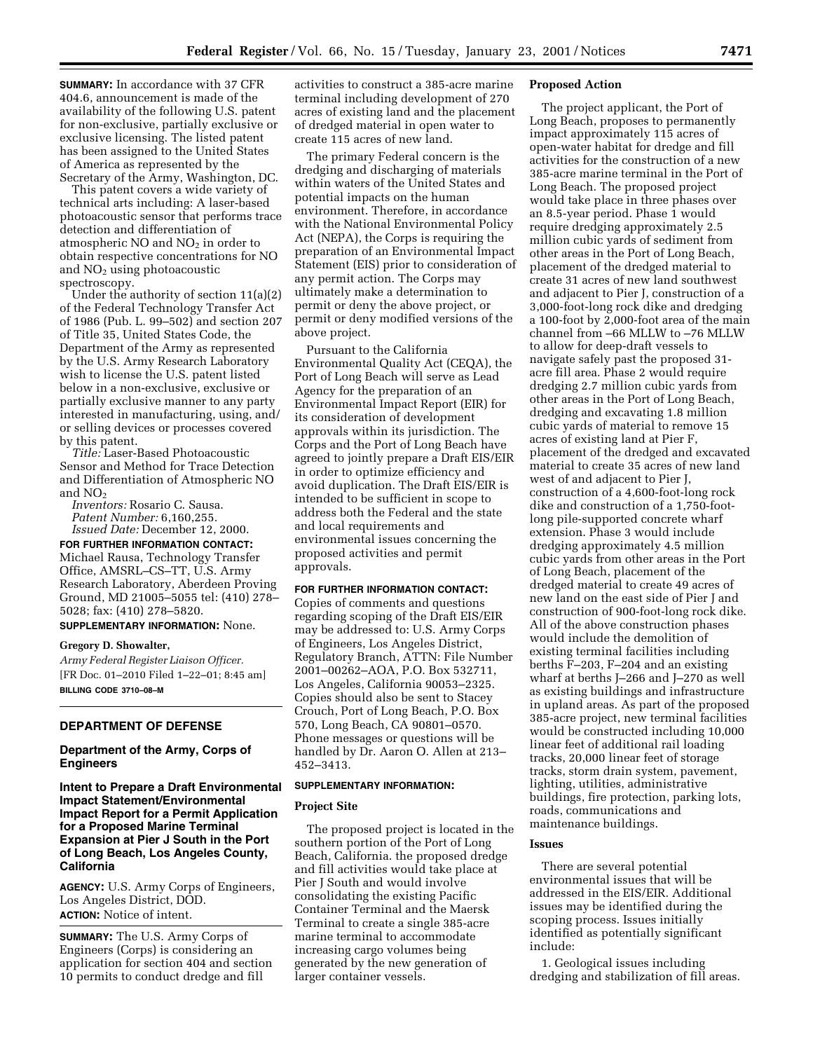**SUMMARY:** In accordance with 37 CFR 404.6, announcement is made of the availability of the following U.S. patent for non-exclusive, partially exclusive or exclusive licensing. The listed patent has been assigned to the United States of America as represented by the Secretary of the Army, Washington, DC.

This patent covers a wide variety of technical arts including: A laser-based photoacoustic sensor that performs trace detection and differentiation of atmospheric NO and $NO_2$ in order to obtain respective concentrations for NO and $NO_2$ using photoacoustic spectroscopy.

Under the authority of section 11(a)(2) of the Federal Technology Transfer Act of 1986 (Pub. L. 99–502) and section 207 of Title 35, United States Code, the Department of the Army as represented by the U.S. Army Research Laboratory wish to license the U.S. patent listed below in a non-exclusive, exclusive or partially exclusive manner to any party interested in manufacturing, using, and/or selling devices or processes covered by this patent.

*Title:* Laser-Based Photoacoustic Sensor and Method for Trace Detection and Differentiation of Atmospheric NO and $NO_2$

*Inventors:* Rosario C. Sausa.

*Patent Number:* 6,160,255.

*Issued Date:* December 12, 2000.

**FOR FURTHER INFORMATION CONTACT:** Michael Rausa, Technology Transfer Office, AMSRL–CS–TT, U.S. Army Research Laboratory, Aberdeen Proving Ground, MD 21005–5055 tel: (410) 278–5028; fax: (410) 278–5820.

**SUPPLEMENTARY INFORMATION:** None.

**Gregory D. Showalter,**

*Army Federal Register Liaison Officer.*

[FR Doc. 01–2010 Filed 1–22–01; 8:45 am]

**BILLING CODE 3710–08–M**

## DEPARTMENT OF DEFENSE

### Department of the Army, Corps of Engineers

### Intent to Prepare a Draft Environmental Impact Statement/Environmental Impact Report for a Permit Application for a Proposed Marine Terminal Expansion at Pier J South in the Port of Long Beach, Los Angeles County, California

**AGENCY:** U.S. Army Corps of Engineers, Los Angeles District, DOD.

**ACTION:** Notice of intent.

**SUMMARY:** The U.S. Army Corps of Engineers (Corps) is considering an application for section 404 and section 10 permits to conduct dredge and fill activities to construct a 385-acre marine terminal including development of 270 acres of existing land and the placement of dredged material in open water to create 115 acres of new land.

The primary Federal concern is the dredging and discharging of materials within waters of the United States and potential impacts on the human environment. Therefore, in accordance with the National Environmental Policy Act (NEPA), the Corps is requiring the preparation of an Environmental Impact Statement (EIS) prior to consideration of any permit action. The Corps may ultimately make a determination to permit or deny the above project, or permit or deny modified versions of the above project.

Pursuant to the California Environmental Quality Act (CEQA), the Port of Long Beach will serve as Lead Agency for the preparation of an Environmental Impact Report (EIR) for its consideration of development approvals within its jurisdiction. The Corps and the Port of Long Beach have agreed to jointly prepare a Draft EIS/EIR in order to optimize efficiency and avoid duplication. The Draft EIS/EIR is intended to be sufficient in scope to address both the Federal and the state and local requirements and environmental issues concerning the proposed activities and permit approvals.

**FOR FURTHER INFORMATION CONTACT:** Copies of comments and questions regarding scoping of the Draft EIS/EIR may be addressed to: U.S. Army Corps of Engineers, Los Angeles District, Regulatory Branch, ATTN: File Number 2001–00262–AOA, P.O. Box 532711, Los Angeles, California 90053–2325. Copies should also be sent to Stacey Crouch, Port of Long Beach, P.O. Box 570, Long Beach, CA 90801–0570. Phone messages or questions will be handled by Dr. Aaron O. Allen at 213–452–3413.

**SUPPLEMENTARY INFORMATION:**

**Project Site**

The proposed project is located in the southern portion of the Port of Long Beach, California. the proposed dredge and fill activities would take place at Pier J South and would involve consolidating the existing Pacific Container Terminal and the Maersk Terminal to create a single 385-acre marine terminal to accommodate increasing cargo volumes being generated by the new generation of larger container vessels.

**Proposed Action**

The project applicant, the Port of Long Beach, proposes to permanently impact approximately 115 acres of open-water habitat for dredge and fill activities for the construction of a new 385-acre marine terminal in the Port of Long Beach. The proposed project would take place in three phases over an 8.5-year period. Phase 1 would require dredging approximately 2.5 million cubic yards of sediment from other areas in the Port of Long Beach, placement of the dredged material to create 31 acres of new land southwest and adjacent to Pier J, construction of a 3,000-foot-long rock dike and dredging a 100-foot by 2,000-foot area of the main channel from –66 MLLW to –76 MLLW to allow for deep-draft vessels to navigate safely past the proposed 31-acre fill area. Phase 2 would require dredging 2.7 million cubic yards from other areas in the Port of Long Beach, dredging and excavating 1.8 million cubic yards of material to remove 15 acres of existing land at Pier F, placement of the dredged and excavated material to create 35 acres of new land west of and adjacent to Pier J, construction of a 4,600-foot-long rock dike and construction of a 1,750-foot-long pile-supported concrete wharf extension. Phase 3 would include dredging approximately 4.5 million cubic yards from other areas in the Port of Long Beach, placement of the dredged material to create 49 acres of new land on the east side of Pier J and construction of 900-foot-long rock dike. All of the above construction phases would include the demolition of existing terminal facilities including berths F–203, F–204 and an existing wharf at berths J–266 and J–270 as well as existing buildings and infrastructure in upland areas. As part of the proposed 385-acre project, new terminal facilities would be constructed including 10,000 linear feet of additional rail loading tracks, 20,000 linear feet of storage tracks, storm drain system, pavement, lighting, utilities, administrative buildings, fire protection, parking lots, roads, communications and maintenance buildings.

**Issues**

There are several potential environmental issues that will be addressed in the EIS/EIR. Additional issues may be identified during the scoping process. Issues initially identified as potentially significant include:

1. Geological issues including dredging and stabilization of fill areas.